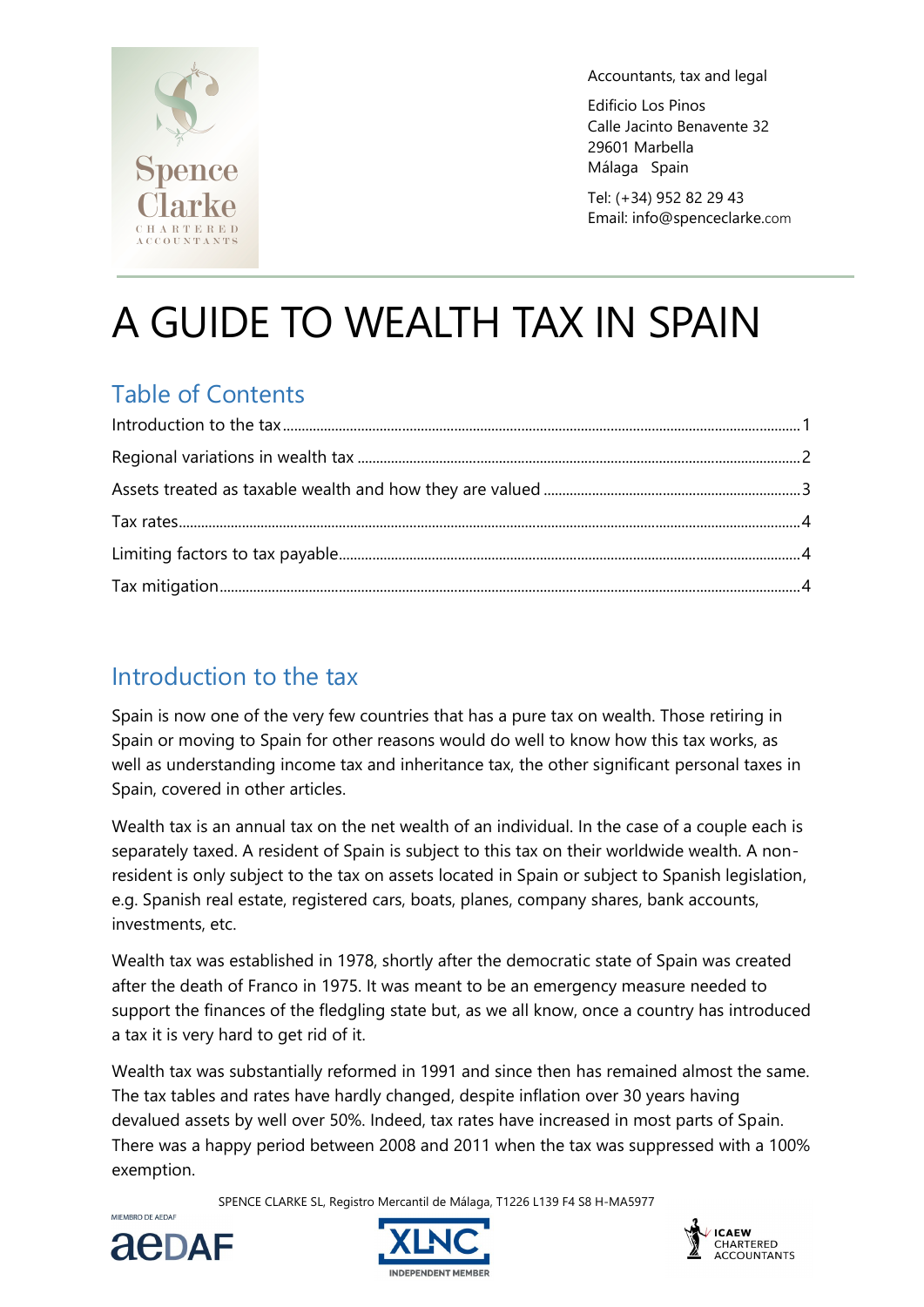Accountants, tax and legal

Edificio Los Pinos
Calle Jacinto Benavente 32
29601 Marbella
Málaga Spain

Tel: (+34) 952 82 29 43
Email: info@spenceclarke.com

# A GUIDE TO WEALTH TAX IN SPAIN

## Table of Contents

| | |
|---|---|
| Introduction to the tax | 1 |
| Regional variations in wealth tax | 2 |
| Assets treated as taxable wealth and how they are valued | 3 |
| Tax rates | 4 |
| Limiting factors to tax payable | 4 |
| Tax mitigation | 4 |

## Introduction to the tax

Spain is now one of the very few countries that has a pure tax on wealth. Those retiring in Spain or moving to Spain for other reasons would do well to know how this tax works, as well as understanding income tax and inheritance tax, the other significant personal taxes in Spain, covered in other articles.

Wealth tax is an annual tax on the net wealth of an individual. In the case of a couple each is separately taxed. A resident of Spain is subject to this tax on their worldwide wealth. A non-resident is only subject to the tax on assets located in Spain or subject to Spanish legislation, e.g. Spanish real estate, registered cars, boats, planes, company shares, bank accounts, investments, etc.

Wealth tax was established in 1978, shortly after the democratic state of Spain was created after the death of Franco in 1975. It was meant to be an emergency measure needed to support the finances of the fledgling state but, as we all know, once a country has introduced a tax it is very hard to get rid of it.

Wealth tax was substantially reformed in 1991 and since then has remained almost the same. The tax tables and rates have hardly changed, despite inflation over 30 years having devalued assets by well over 50%. Indeed, tax rates have increased in most parts of Spain. There was a happy period between 2008 and 2011 when the tax was suppressed with a 100% exemption.

SPENCE CLARKE SL, Registro Mercantil de Málaga, T1226 L139 F4 S8 H-MA5977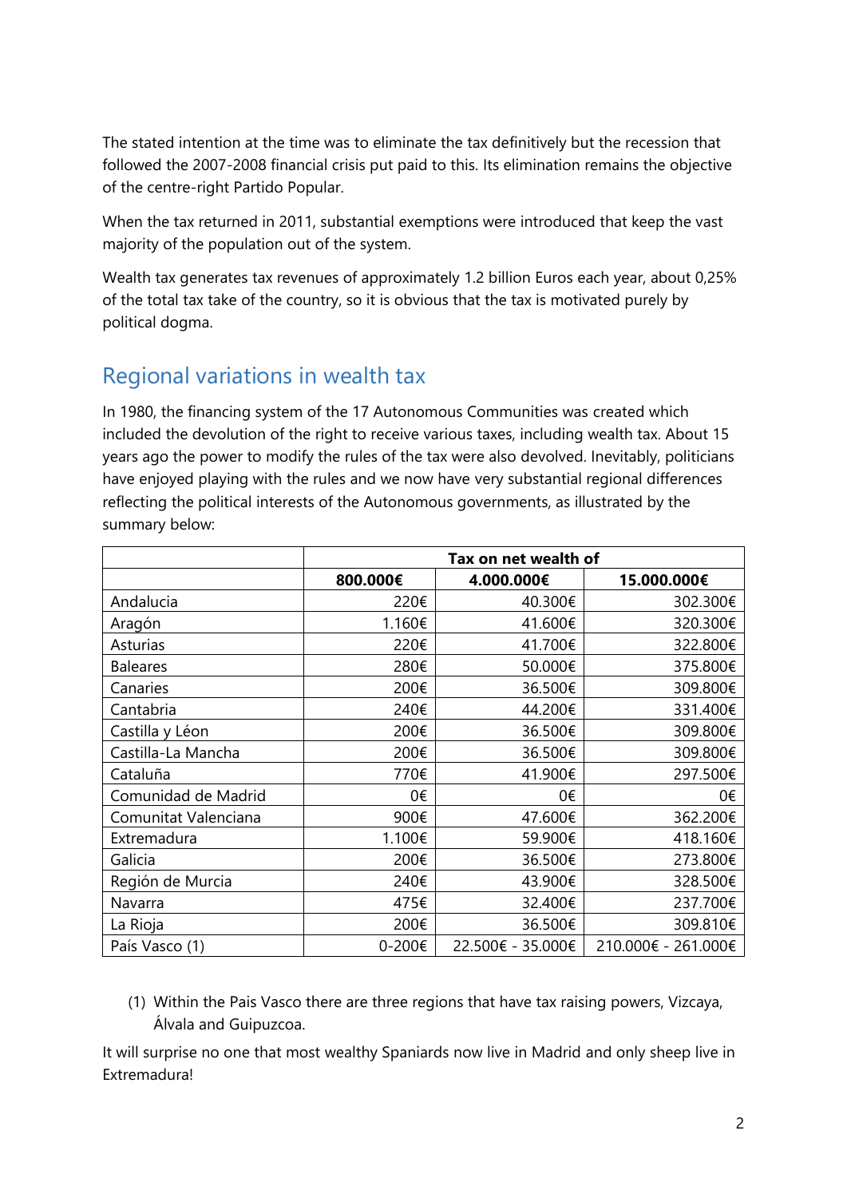The stated intention at the time was to eliminate the tax definitively but the recession that followed the 2007-2008 financial crisis put paid to this. Its elimination remains the objective of the centre-right Partido Popular.

When the tax returned in 2011, substantial exemptions were introduced that keep the vast majority of the population out of the system.

Wealth tax generates tax revenues of approximately 1.2 billion Euros each year, about 0,25% of the total tax take of the country, so it is obvious that the tax is motivated purely by political dogma.

## Regional variations in wealth tax

In 1980, the financing system of the 17 Autonomous Communities was created which included the devolution of the right to receive various taxes, including wealth tax. About 15 years ago the power to modify the rules of the tax were also devolved. Inevitably, politicians have enjoyed playing with the rules and we now have very substantial regional differences reflecting the political interests of the Autonomous governments, as illustrated by the summary below:

| | Tax on net wealth of | | |
|---|---|---|---|
| | **800.000€** | **4.000.000€** | **15.000.000€** |
| Andalucia | 220€ | 40.300€ | 302.300€ |
| Aragón | 1.160€ | 41.600€ | 320.300€ |
| Asturias | 220€ | 41.700€ | 322.800€ |
| Baleares | 280€ | 50.000€ | 375.800€ |
| Canaries | 200€ | 36.500€ | 309.800€ |
| Cantabria | 240€ | 44.200€ | 331.400€ |
| Castilla y Léon | 200€ | 36.500€ | 309.800€ |
| Castilla-La Mancha | 200€ | 36.500€ | 309.800€ |
| Cataluña | 770€ | 41.900€ | 297.500€ |
| Comunidad de Madrid | 0€ | 0€ | 0€ |
| Comunitat Valenciana | 900€ | 47.600€ | 362.200€ |
| Extremadura | 1.100€ | 59.900€ | 418.160€ |
| Galicia | 200€ | 36.500€ | 273.800€ |
| Región de Murcia | 240€ | 43.900€ | 328.500€ |
| Navarra | 475€ | 32.400€ | 237.700€ |
| La Rioja | 200€ | 36.500€ | 309.810€ |
| País Vasco (1) | 0-200€ | 22.500€ - 35.000€ | 210.000€ - 261.000€ |

(1) Within the Pais Vasco there are three regions that have tax raising powers, Vizcaya, Álvala and Guipuzcoa.

It will surprise no one that most wealthy Spaniards now live in Madrid and only sheep live in Extremadura!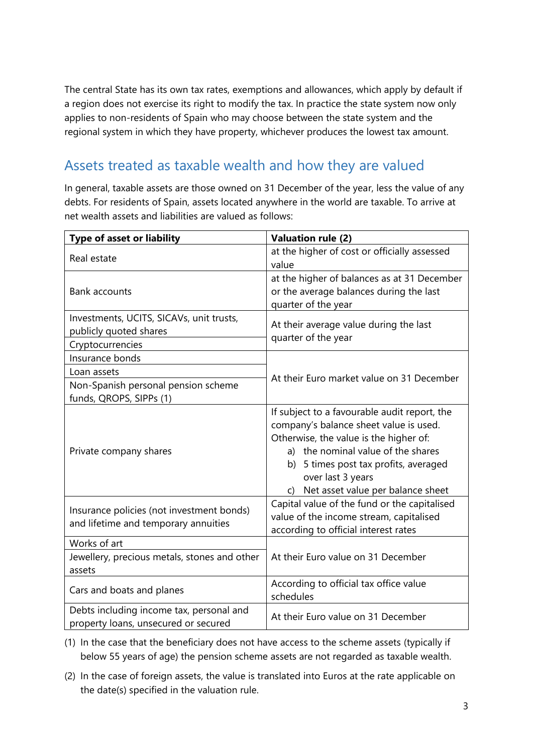The central State has its own tax rates, exemptions and allowances, which apply by default if a region does not exercise its right to modify the tax. In practice the state system now only applies to non-residents of Spain who may choose between the state system and the regional system in which they have property, whichever produces the lowest tax amount.

## Assets treated as taxable wealth and how they are valued

In general, taxable assets are those owned on 31 December of the year, less the value of any debts. For residents of Spain, assets located anywhere in the world are taxable. To arrive at net wealth assets and liabilities are valued as follows:

| Type of asset or liability | Valuation rule (2) |
|---|---|
| Real estate | at the higher of cost or officially assessed value |
| Bank accounts | at the higher of balances as at 31 December or the average balances during the last quarter of the year |
| Investments, UCITS, SICAVs, unit trusts, publicly quoted shares | At their average value during the last quarter of the year |
| Cryptocurrencies | At their average value during the last quarter of the year |
| Insurance bonds | At their Euro market value on 31 December |
| Loan assets | At their Euro market value on 31 December |
| Non-Spanish personal pension scheme funds, QROPS, SIPPs (1) | At their Euro market value on 31 December |
| Private company shares | If subject to a favourable audit report, the company's balance sheet value is used. Otherwise, the value is the higher of:<br>a) the nominal value of the shares<br>b) 5 times post tax profits, averaged over last 3 years<br>c) Net asset value per balance sheet |
| Insurance policies (not investment bonds) and lifetime and temporary annuities | Capital value of the fund or the capitalised value of the income stream, capitalised according to official interest rates |
| Works of art | At their Euro value on 31 December |
| Jewellery, precious metals, stones and other assets | At their Euro value on 31 December |
| Cars and boats and planes | According to official tax office value schedules |
| Debts including income tax, personal and property loans, unsecured or secured | At their Euro value on 31 December |

(1) In the case that the beneficiary does not have access to the scheme assets (typically if below 55 years of age) the pension scheme assets are not regarded as taxable wealth.

(2) In the case of foreign assets, the value is translated into Euros at the rate applicable on the date(s) specified in the valuation rule.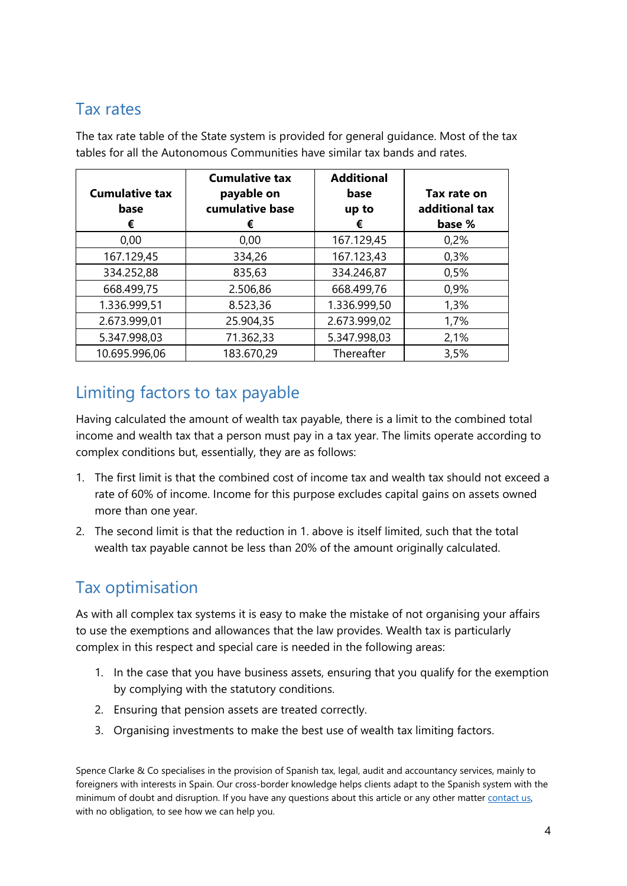## Tax rates

The tax rate table of the State system is provided for general guidance. Most of the tax tables for all the Autonomous Communities have similar tax bands and rates.

| Cumulative tax base € | Cumulative tax payable on cumulative base € | Additional base up to € | Tax rate on additional tax base % |
|---|---|---|---|
| 0,00 | 0,00 | 167.129,45 | 0,2% |
| 167.129,45 | 334,26 | 167.123,43 | 0,3% |
| 334.252,88 | 835,63 | 334.246,87 | 0,5% |
| 668.499,75 | 2.506,86 | 668.499,76 | 0,9% |
| 1.336.999,51 | 8.523,36 | 1.336.999,50 | 1,3% |
| 2.673.999,01 | 25.904,35 | 2.673.999,02 | 1,7% |
| 5.347.998,03 | 71.362,33 | 5.347.998,03 | 2,1% |
| 10.695.996,06 | 183.670,29 | Thereafter | 3,5% |

## Limiting factors to tax payable

Having calculated the amount of wealth tax payable, there is a limit to the combined total income and wealth tax that a person must pay in a tax year. The limits operate according to complex conditions but, essentially, they are as follows:

1. The first limit is that the combined cost of income tax and wealth tax should not exceed a rate of 60% of income. Income for this purpose excludes capital gains on assets owned more than one year.
2. The second limit is that the reduction in 1. above is itself limited, such that the total wealth tax payable cannot be less than 20% of the amount originally calculated.

## Tax optimisation

As with all complex tax systems it is easy to make the mistake of not organising your affairs to use the exemptions and allowances that the law provides. Wealth tax is particularly complex in this respect and special care is needed in the following areas:

1. In the case that you have business assets, ensuring that you qualify for the exemption by complying with the statutory conditions.
2. Ensuring that pension assets are treated correctly.
3. Organising investments to make the best use of wealth tax limiting factors.

Spence Clarke & Co specialises in the provision of Spanish tax, legal, audit and accountancy services, mainly to foreigners with interests in Spain. Our cross-border knowledge helps clients adapt to the Spanish system with the minimum of doubt and disruption. If you have any questions about this article or any other matter [contact us](), with no obligation, to see how we can help you.